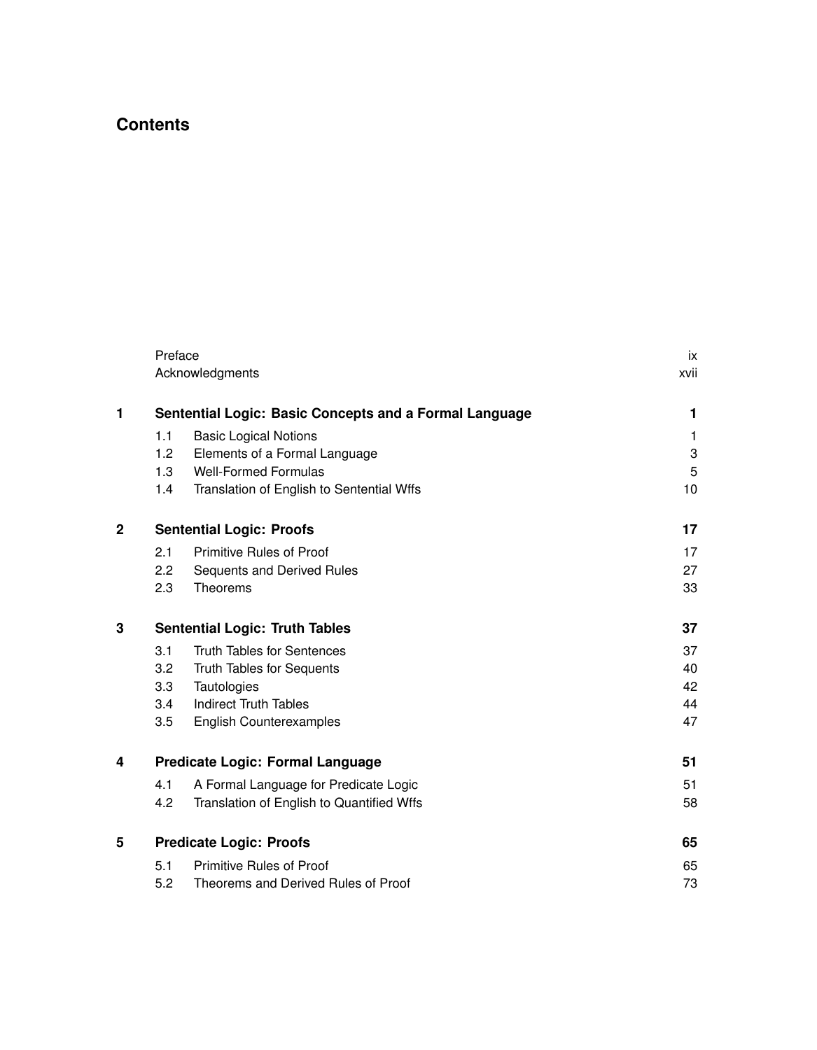# Contents

| | | | |
|---|---|---|---|
| | Preface | | ix |
| | Acknowledgments | | xvii |
| **1** | **Sentential Logic: Basic Concepts and a Formal Language** | | **1** |
| | 1.1 | Basic Logical Notions | 1 |
| | 1.2 | Elements of a Formal Language | 3 |
| | 1.3 | Well-Formed Formulas | 5 |
| | 1.4 | Translation of English to Sentential Wffs | 10 |
| **2** | **Sentential Logic: Proofs** | | **17** |
| | 2.1 | Primitive Rules of Proof | 17 |
| | 2.2 | Sequents and Derived Rules | 27 |
| | 2.3 | Theorems | 33 |
| **3** | **Sentential Logic: Truth Tables** | | **37** |
| | 3.1 | Truth Tables for Sentences | 37 |
| | 3.2 | Truth Tables for Sequents | 40 |
| | 3.3 | Tautologies | 42 |
| | 3.4 | Indirect Truth Tables | 44 |
| | 3.5 | English Counterexamples | 47 |
| **4** | **Predicate Logic: Formal Language** | | **51** |
| | 4.1 | A Formal Language for Predicate Logic | 51 |
| | 4.2 | Translation of English to Quantified Wffs | 58 |
| **5** | **Predicate Logic: Proofs** | | **65** |
| | 5.1 | Primitive Rules of Proof | 65 |
| | 5.2 | Theorems and Derived Rules of Proof | 73 |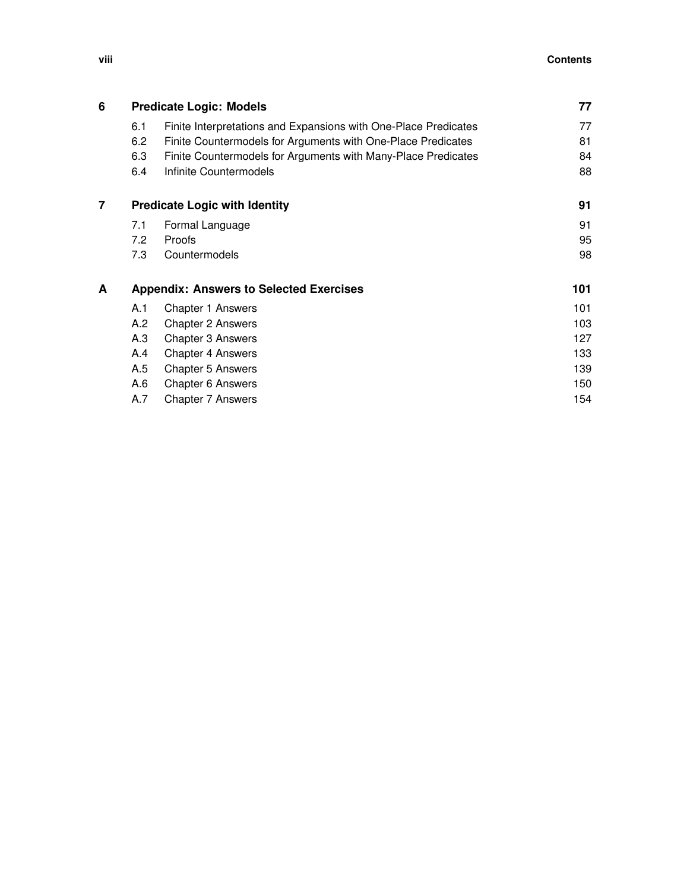| | | |
|---|---|---|
| **6** | **Predicate Logic: Models** | **77** |
| 6.1 | Finite Interpretations and Expansions with One-Place Predicates | 77 |
| 6.2 | Finite Countermodels for Arguments with One-Place Predicates | 81 |
| 6.3 | Finite Countermodels for Arguments with Many-Place Predicates | 84 |
| 6.4 | Infinite Countermodels | 88 |
| **7** | **Predicate Logic with Identity** | **91** |
| 7.1 | Formal Language | 91 |
| 7.2 | Proofs | 95 |
| 7.3 | Countermodels | 98 |
| **A** | **Appendix: Answers to Selected Exercises** | **101** |
| A.1 | Chapter 1 Answers | 101 |
| A.2 | Chapter 2 Answers | 103 |
| A.3 | Chapter 3 Answers | 127 |
| A.4 | Chapter 4 Answers | 133 |
| A.5 | Chapter 5 Answers | 139 |
| A.6 | Chapter 6 Answers | 150 |
| A.7 | Chapter 7 Answers | 154 |